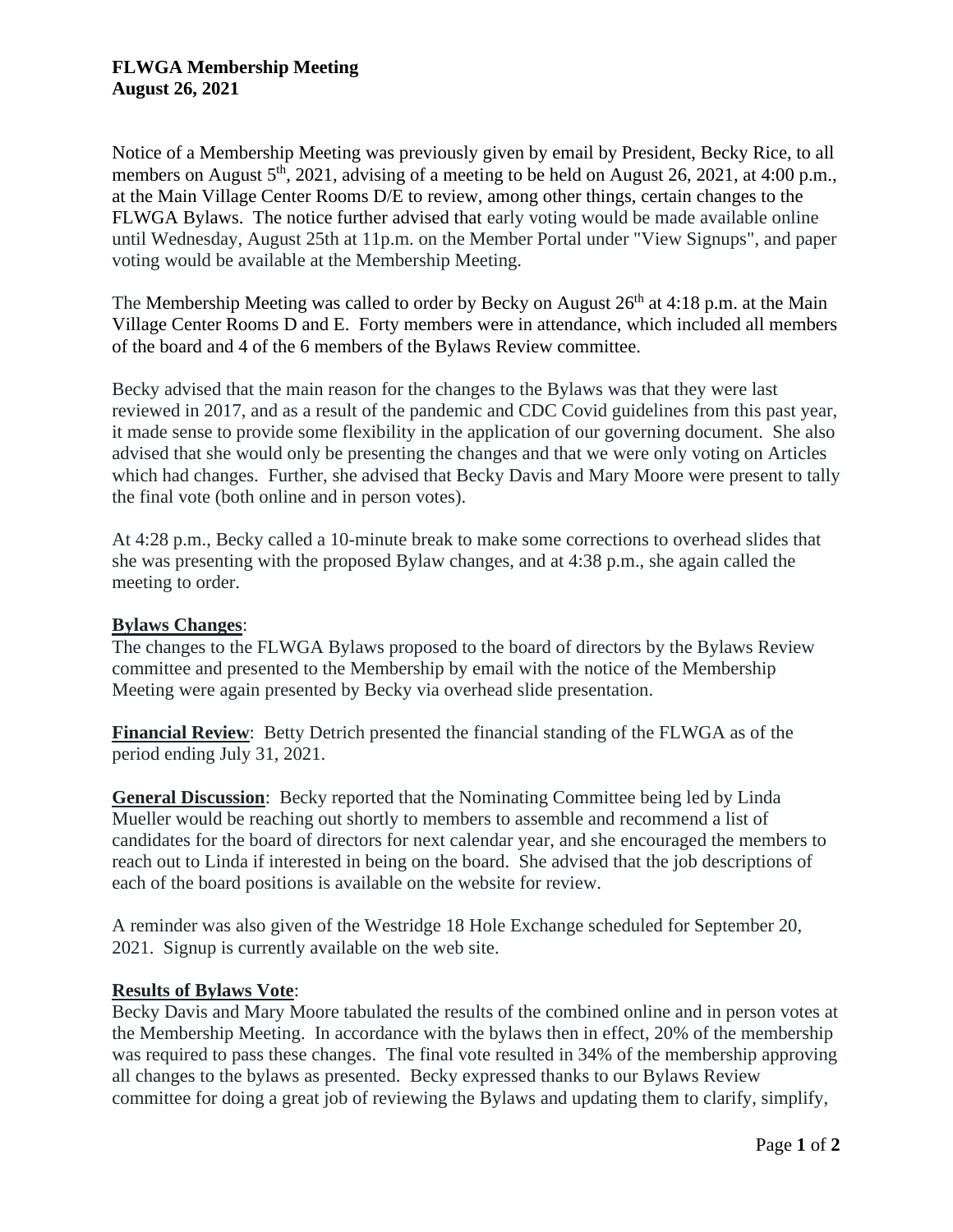**FLWGA Membership Meeting**
**August 26, 2021**

Notice of a Membership Meeting was previously given by email by President, Becky Rice, to all members on August 5th, 2021, advising of a meeting to be held on August 26, 2021, at 4:00 p.m., at the Main Village Center Rooms D/E to review, among other things, certain changes to the FLWGA Bylaws. The notice further advised that early voting would be made available online until Wednesday, August 25th at 11p.m. on the Member Portal under "View Signups", and paper voting would be available at the Membership Meeting.

The Membership Meeting was called to order by Becky on August 26th at 4:18 p.m. at the Main Village Center Rooms D and E. Forty members were in attendance, which included all members of the board and 4 of the 6 members of the Bylaws Review committee.

Becky advised that the main reason for the changes to the Bylaws was that they were last reviewed in 2017, and as a result of the pandemic and CDC Covid guidelines from this past year, it made sense to provide some flexibility in the application of our governing document. She also advised that she would only be presenting the changes and that we were only voting on Articles which had changes. Further, she advised that Becky Davis and Mary Moore were present to tally the final vote (both online and in person votes).

At 4:28 p.m., Becky called a 10-minute break to make some corrections to overhead slides that she was presenting with the proposed Bylaw changes, and at 4:38 p.m., she again called the meeting to order.

**Bylaws Changes**:
The changes to the FLWGA Bylaws proposed to the board of directors by the Bylaws Review committee and presented to the Membership by email with the notice of the Membership Meeting were again presented by Becky via overhead slide presentation.

**Financial Review**: Betty Detrich presented the financial standing of the FLWGA as of the period ending July 31, 2021.

**General Discussion**: Becky reported that the Nominating Committee being led by Linda Mueller would be reaching out shortly to members to assemble and recommend a list of candidates for the board of directors for next calendar year, and she encouraged the members to reach out to Linda if interested in being on the board. She advised that the job descriptions of each of the board positions is available on the website for review.

A reminder was also given of the Westridge 18 Hole Exchange scheduled for September 20, 2021. Signup is currently available on the web site.

**Results of Bylaws Vote**:
Becky Davis and Mary Moore tabulated the results of the combined online and in person votes at the Membership Meeting. In accordance with the bylaws then in effect, 20% of the membership was required to pass these changes. The final vote resulted in 34% of the membership approving all changes to the bylaws as presented. Becky expressed thanks to our Bylaws Review committee for doing a great job of reviewing the Bylaws and updating them to clarify, simplify,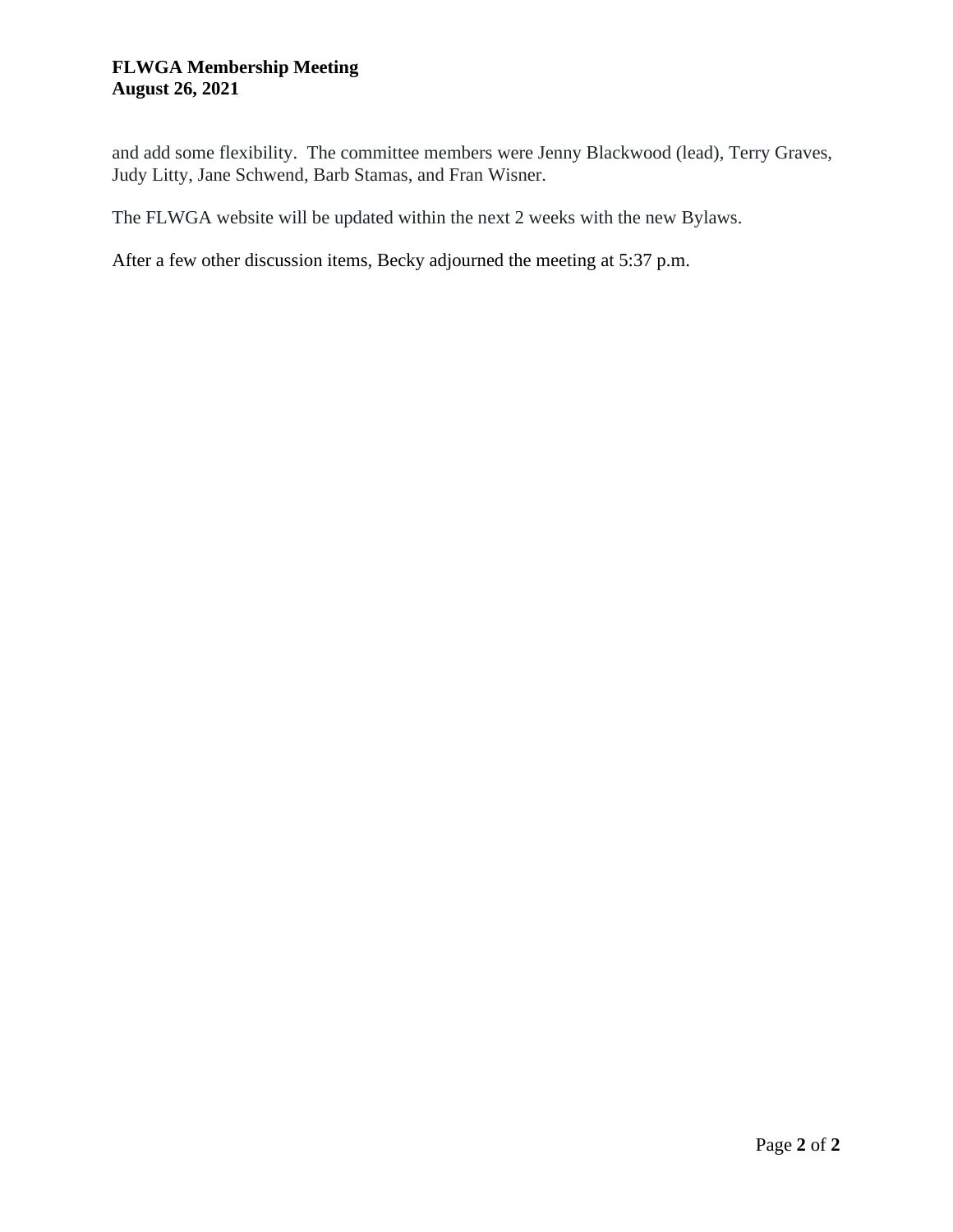and add some flexibility.  The committee members were Jenny Blackwood (lead), Terry Graves, Judy Litty, Jane Schwend, Barb Stamas, and Fran Wisner.

The FLWGA website will be updated within the next 2 weeks with the new Bylaws.

After a few other discussion items, Becky adjourned the meeting at 5:37 p.m.